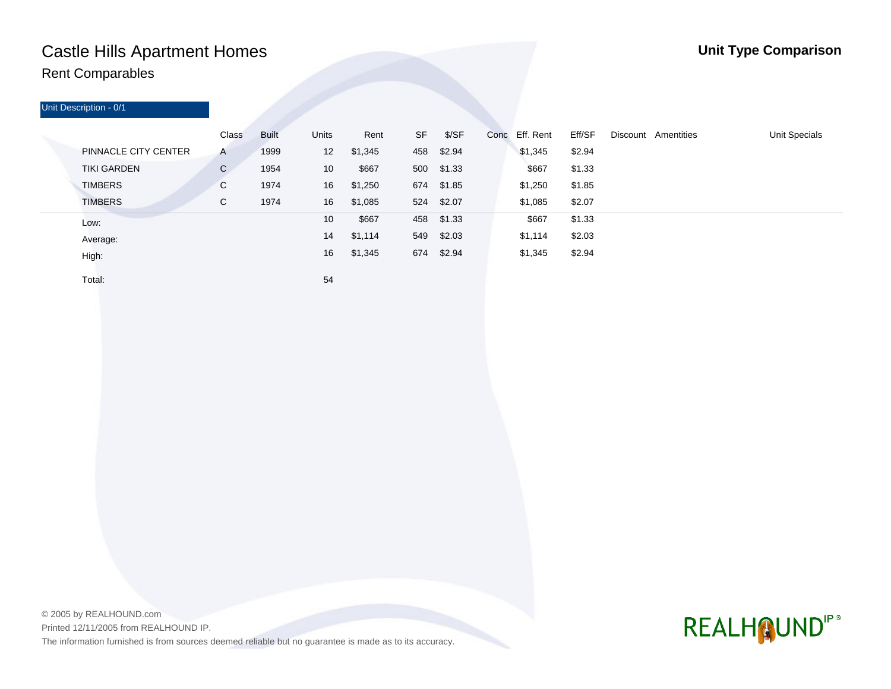# Castle Hills Apartment Homes

## Rent Comparables

**Unit Type Comparison**

Unit Description - 0/1

| | Class | Built | Units | Rent | SF | $/SF | Conc | Eff. Rent | Eff/SF | Discount | Amentities | Unit Specials |
|---|---|---|---|---|---|---|---|---|---|---|---|---|
| PINNACLE CITY CENTER | A | 1999 | 12 | $1,345 | 458 | $2.94 | | $1,345 | $2.94 | | | |
| TIKI GARDEN | C | 1954 | 10 | $667 | 500 | $1.33 | | $667 | $1.33 | | | |
| TIMBERS | C | 1974 | 16 | $1,250 | 674 | $1.85 | | $1,250 | $1.85 | | | |
| TIMBERS | C | 1974 | 16 | $1,085 | 524 | $2.07 | | $1,085 | $2.07 | | | |
| Low: | | | 10 | $667 | 458 | $1.33 | | $667 | $1.33 | | | |
| Average: | | | 14 | $1,114 | 549 | $2.03 | | $1,114 | $2.03 | | | |
| High: | | | 16 | $1,345 | 674 | $2.94 | | $1,345 | $2.94 | | | |
| Total: | | | 54 | | | | | | | | | |

© 2005 by REALHOUND.com

Printed 12/11/2005 from REALHOUND IP.

The information furnished is from sources deemed reliable but no guarantee is made as to its accuracy.

REALHOUND IP®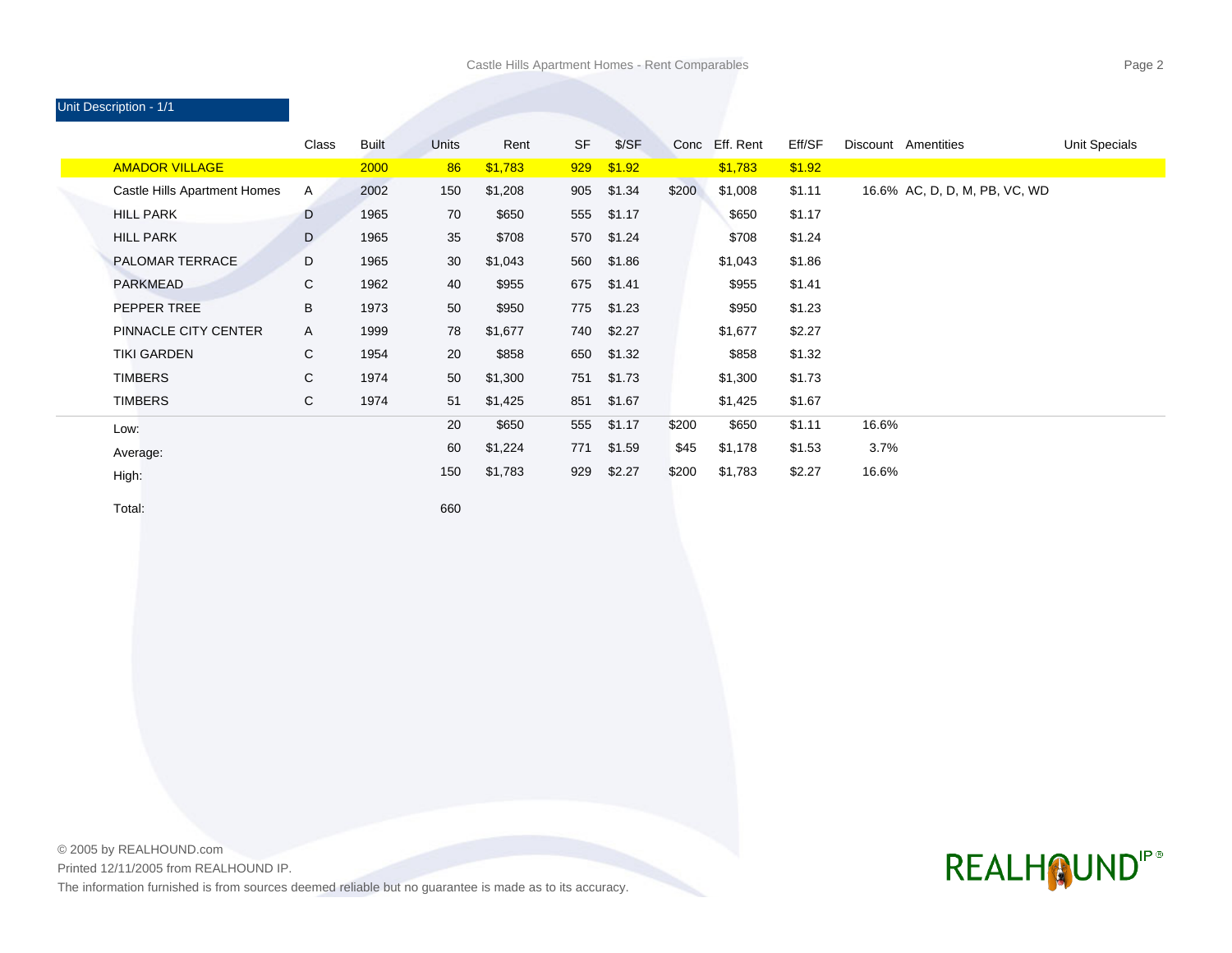## Unit Description - 1/1

| | Class | Built | Units | Rent | SF | $/SF | Conc | Eff. Rent | Eff/SF | Discount | Amentities | Unit Specials |
|---|---|---|---|---|---|---|---|---|---|---|---|---|
| AMADOR VILLAGE | | 2000 | 86 | $1,783 | 929 | $1.92 | | $1,783 | $1.92 | | | |
| Castle Hills Apartment Homes | A | 2002 | 150 | $1,208 | 905 | $1.34 | $200 | $1,008 | $1.11 | 16.6% | AC, D, D, M, PB, VC, WD | |
| HILL PARK | D | 1965 | 70 | $650 | 555 | $1.17 | | $650 | $1.17 | | | |
| HILL PARK | D | 1965 | 35 | $708 | 570 | $1.24 | | $708 | $1.24 | | | |
| PALOMAR TERRACE | D | 1965 | 30 | $1,043 | 560 | $1.86 | | $1,043 | $1.86 | | | |
| PARKMEAD | C | 1962 | 40 | $955 | 675 | $1.41 | | $955 | $1.41 | | | |
| PEPPER TREE | B | 1973 | 50 | $950 | 775 | $1.23 | | $950 | $1.23 | | | |
| PINNACLE CITY CENTER | A | 1999 | 78 | $1,677 | 740 | $2.27 | | $1,677 | $2.27 | | | |
| TIKI GARDEN | C | 1954 | 20 | $858 | 650 | $1.32 | | $858 | $1.32 | | | |
| TIMBERS | C | 1974 | 50 | $1,300 | 751 | $1.73 | | $1,300 | $1.73 | | | |
| TIMBERS | C | 1974 | 51 | $1,425 | 851 | $1.67 | | $1,425 | $1.67 | | | |
| Low: | | | 20 | $650 | 555 | $1.17 | $200 | $650 | $1.11 | 16.6% | | |
| Average: | | | 60 | $1,224 | 771 | $1.59 | $45 | $1,178 | $1.53 | 3.7% | | |
| High: | | | 150 | $1,783 | 929 | $2.27 | $200 | $1,783 | $2.27 | 16.6% | | |
| Total: | | | 660 | | | | | | | | | |

© 2005 by REALHOUND.com

Printed 12/11/2005 from REALHOUND IP.

The information furnished is from sources deemed reliable but no guarantee is made as to its accuracy.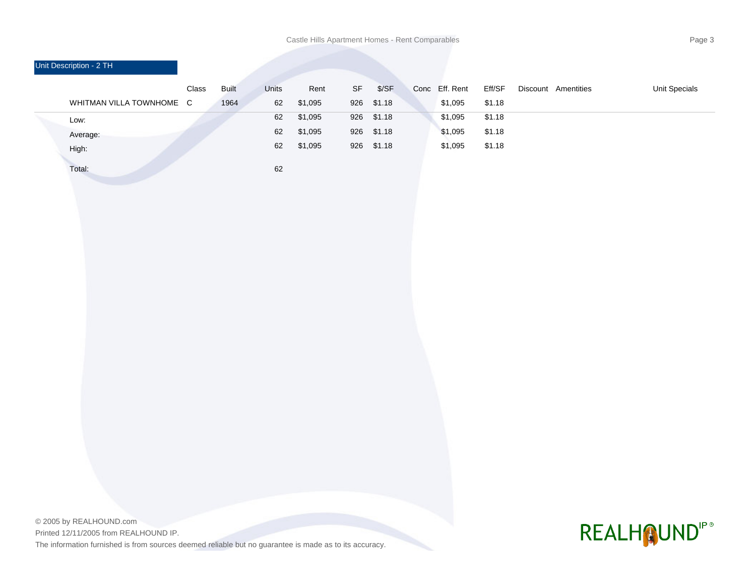## Unit Description - 2 TH

| | Class | Built | Units | Rent | SF | $/SF | Conc | Eff. Rent | Eff/SF | Discount | Amentities | Unit Specials |
|---|---|---|---|---|---|---|---|---|---|---|---|---|
| WHITMAN VILLA TOWNHOME | C | 1964 | 62 | $1,095 | 926 | $1.18 | | $1,095 | $1.18 | | | |
| Low: | | | 62 | $1,095 | 926 | $1.18 | | $1,095 | $1.18 | | | |
| Average: | | | 62 | $1,095 | 926 | $1.18 | | $1,095 | $1.18 | | | |
| High: | | | 62 | $1,095 | 926 | $1.18 | | $1,095 | $1.18 | | | |
| Total: | | | 62 | | | | | | | | | |

© 2005 by REALHOUND.com

Printed 12/11/2005 from REALHOUND IP.

The information furnished is from sources deemed reliable but no guarantee is made as to its accuracy.

REALHOUND IP®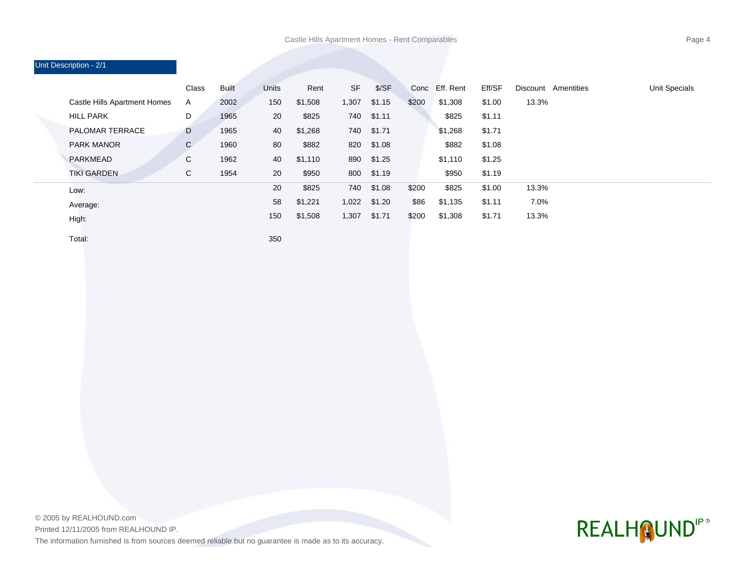## Unit Description - 2/1

| | Class | Built | Units | Rent | SF | $/SF | Conc | Eff. Rent | Eff/SF | Discount | Amentities | Unit Specials |
|---|---|---|---|---|---|---|---|---|---|---|---|---|
| Castle Hills Apartment Homes | A | 2002 | 150 | $1,508 | 1,307 | $1.15 | $200 | $1,308 | $1.00 | 13.3% | | |
| HILL PARK | D | 1965 | 20 | $825 | 740 | $1.11 | | $825 | $1.11 | | | |
| PALOMAR TERRACE | D | 1965 | 40 | $1,268 | 740 | $1.71 | | $1,268 | $1.71 | | | |
| PARK MANOR | C | 1960 | 80 | $882 | 820 | $1.08 | | $882 | $1.08 | | | |
| PARKMEAD | C | 1962 | 40 | $1,110 | 890 | $1.25 | | $1,110 | $1.25 | | | |
| TIKI GARDEN | C | 1954 | 20 | $950 | 800 | $1.19 | | $950 | $1.19 | | | |
| Low: | | | 20 | $825 | 740 | $1.08 | $200 | $825 | $1.00 | 13.3% | | |
| Average: | | | 58 | $1,221 | 1,022 | $1.20 | $86 | $1,135 | $1.11 | 7.0% | | |
| High: | | | 150 | $1,508 | 1,307 | $1.71 | $200 | $1,308 | $1.71 | 13.3% | | |
| Total: | | | 350 | | | | | | | | | |

© 2005 by REALHOUND.com
Printed 12/11/2005 from REALHOUND IP.
The information furnished is from sources deemed reliable but no guarantee is made as to its accuracy.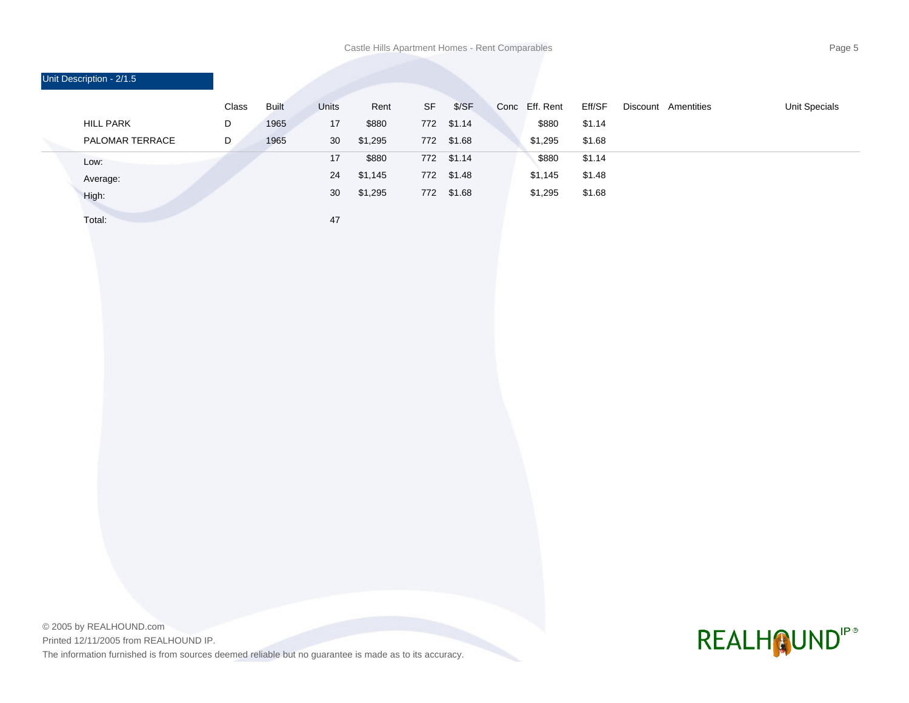## Unit Description - 2/1.5

| | Class | Built | Units | Rent | SF | $/SF | Conc | Eff. Rent | Eff/SF | Discount | Amentities | Unit Specials |
|---|---|---|---|---|---|---|---|---|---|---|---|---|
| HILL PARK | D | 1965 | 17 | $880 | 772 | $1.14 | | $880 | $1.14 | | | |
| PALOMAR TERRACE | D | 1965 | 30 | $1,295 | 772 | $1.68 | | $1,295 | $1.68 | | | |
| Low: | | | 17 | $880 | 772 | $1.14 | | $880 | $1.14 | | | |
| Average: | | | 24 | $1,145 | 772 | $1.48 | | $1,145 | $1.48 | | | |
| High: | | | 30 | $1,295 | 772 | $1.68 | | $1,295 | $1.68 | | | |
| Total: | | | 47 | | | | | | | | | |

© 2005 by REALHOUND.com

Printed 12/11/2005 from REALHOUND IP.

The information furnished is from sources deemed reliable but no guarantee is made as to its accuracy.

REALHOUND IP®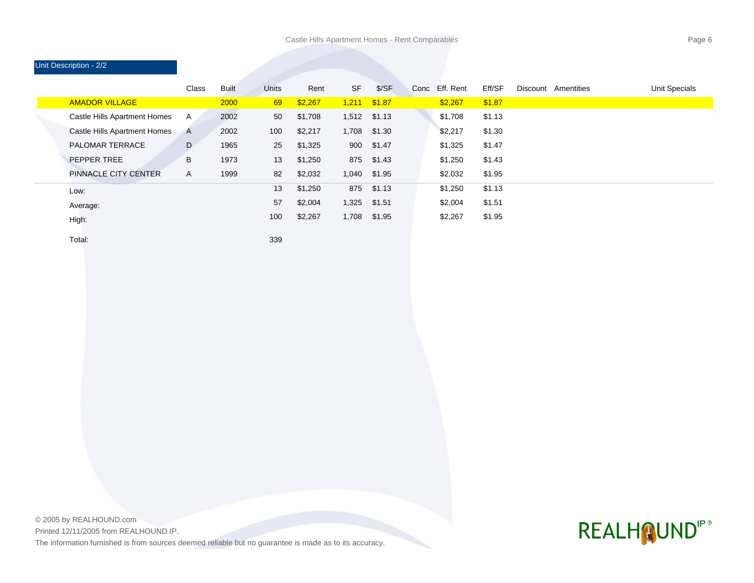## Unit Description - 2/2

| | Class | Built | Units | Rent | SF | $/SF | Conc | Eff. Rent | Eff/SF | Discount | Amentities | Unit Specials |
|---|---|---|---|---|---|---|---|---|---|---|---|---|
| AMADOR VILLAGE | | 2000 | 69 | $2,267 | 1,211 | $1.87 | | $2,267 | $1.87 | | | |
| Castle Hills Apartment Homes | A | 2002 | 50 | $1,708 | 1,512 | $1.13 | | $1,708 | $1.13 | | | |
| Castle Hills Apartment Homes | A | 2002 | 100 | $2,217 | 1,708 | $1.30 | | $2,217 | $1.30 | | | |
| PALOMAR TERRACE | D | 1965 | 25 | $1,325 | 900 | $1.47 | | $1,325 | $1.47 | | | |
| PEPPER TREE | B | 1973 | 13 | $1,250 | 875 | $1.43 | | $1,250 | $1.43 | | | |
| PINNACLE CITY CENTER | A | 1999 | 82 | $2,032 | 1,040 | $1.95 | | $2,032 | $1.95 | | | |
| Low: | | | 13 | $1,250 | 875 | $1.13 | | $1,250 | $1.13 | | | |
| Average: | | | 57 | $2,004 | 1,325 | $1.51 | | $2,004 | $1.51 | | | |
| High: | | | 100 | $2,267 | 1,708 | $1.95 | | $2,267 | $1.95 | | | |
| Total: | | | 339 | | | | | | | | | |

© 2005 by REALHOUND.com

Printed 12/11/2005 from REALHOUND IP.

The information furnished is from sources deemed reliable but no guarantee is made as to its accuracy.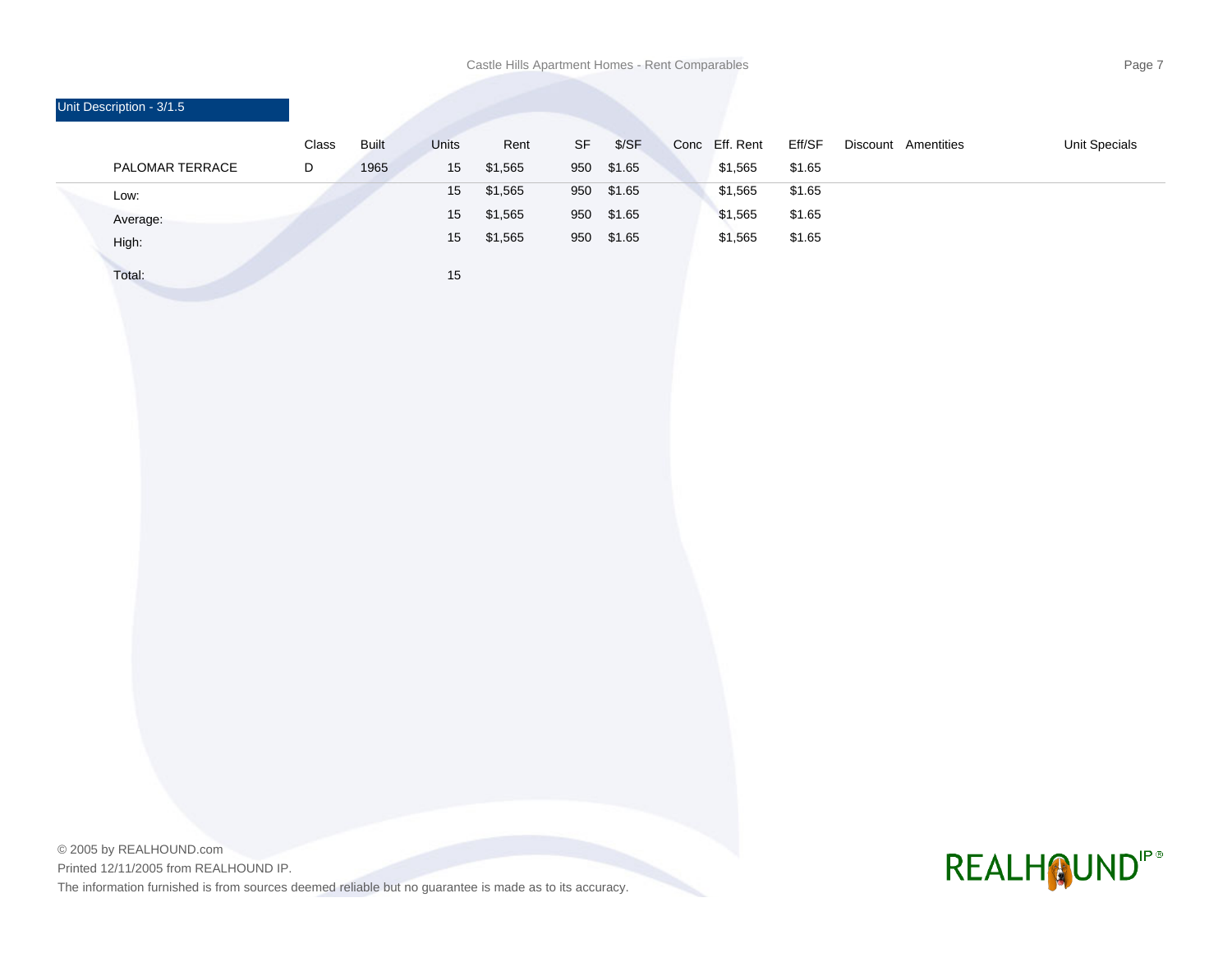## Unit Description - 3/1.5

| | Class | Built | Units | Rent | SF | $/SF | Conc | Eff. Rent | Eff/SF | Discount | Amentities | Unit Specials |
|---|---|---|---|---|---|---|---|---|---|---|---|---|
| PALOMAR TERRACE | D | 1965 | 15 | $1,565 | 950 | $1.65 | | $1,565 | $1.65 | | | |
| Low: | | | 15 | $1,565 | 950 | $1.65 | | $1,565 | $1.65 | | | |
| Average: | | | 15 | $1,565 | 950 | $1.65 | | $1,565 | $1.65 | | | |
| High: | | | 15 | $1,565 | 950 | $1.65 | | $1,565 | $1.65 | | | |
| Total: | | | 15 | | | | | | | | | |

© 2005 by REALHOUND.com

Printed 12/11/2005 from REALHOUND IP.

The information furnished is from sources deemed reliable but no guarantee is made as to its accuracy.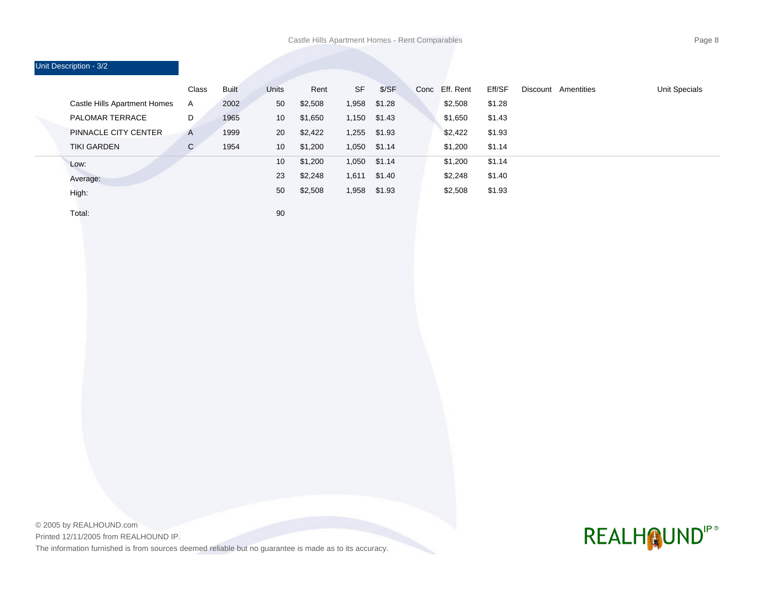## Unit Description - 3/2

| | Class | Built | Units | Rent | SF | $/SF | Conc | Eff. Rent | Eff/SF | Discount | Amentities | Unit Specials |
|---|---|---|---|---|---|---|---|---|---|---|---|---|
| Castle Hills Apartment Homes | A | 2002 | 50 | $2,508 | 1,958 | $1.28 | | $2,508 | $1.28 | | | |
| PALOMAR TERRACE | D | 1965 | 10 | $1,650 | 1,150 | $1.43 | | $1,650 | $1.43 | | | |
| PINNACLE CITY CENTER | A | 1999 | 20 | $2,422 | 1,255 | $1.93 | | $2,422 | $1.93 | | | |
| TIKI GARDEN | C | 1954 | 10 | $1,200 | 1,050 | $1.14 | | $1,200 | $1.14 | | | |
| Low: | | | 10 | $1,200 | 1,050 | $1.14 | | $1,200 | $1.14 | | | |
| Average: | | | 23 | $2,248 | 1,611 | $1.40 | | $2,248 | $1.40 | | | |
| High: | | | 50 | $2,508 | 1,958 | $1.93 | | $2,508 | $1.93 | | | |
| Total: | | | 90 | | | | | | | | | |

© 2005 by REALHOUND.com
Printed 12/11/2005 from REALHOUND IP.
The information furnished is from sources deemed reliable but no guarantee is made as to its accuracy.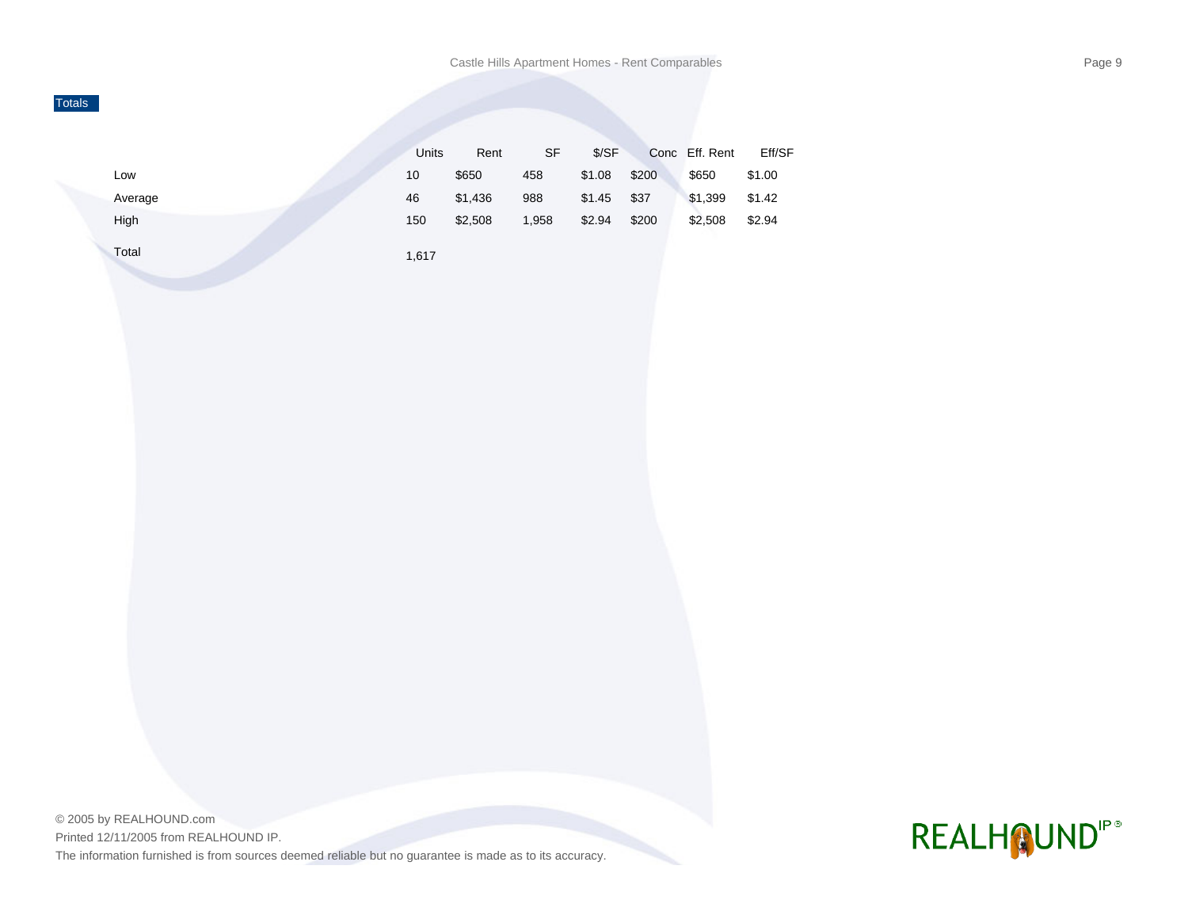## Totals

| | Units | Rent | SF | $/SF | Conc | Eff. Rent | Eff/SF |
|---|---|---|---|---|---|---|---|
| Low | 10 | $650 | 458 | $1.08 | $200 | $650 | $1.00 |
| Average | 46 | $1,436 | 988 | $1.45 | $37 | $1,399 | $1.42 |
| High | 150 | $2,508 | 1,958 | $2.94 | $200 | $2,508 | $2.94 |
| Total | 1,617 | | | | | | |

© 2005 by REALHOUND.com

Printed 12/11/2005 from REALHOUND IP.

The information furnished is from sources deemed reliable but no guarantee is made as to its accuracy.

REALHOUND IP®